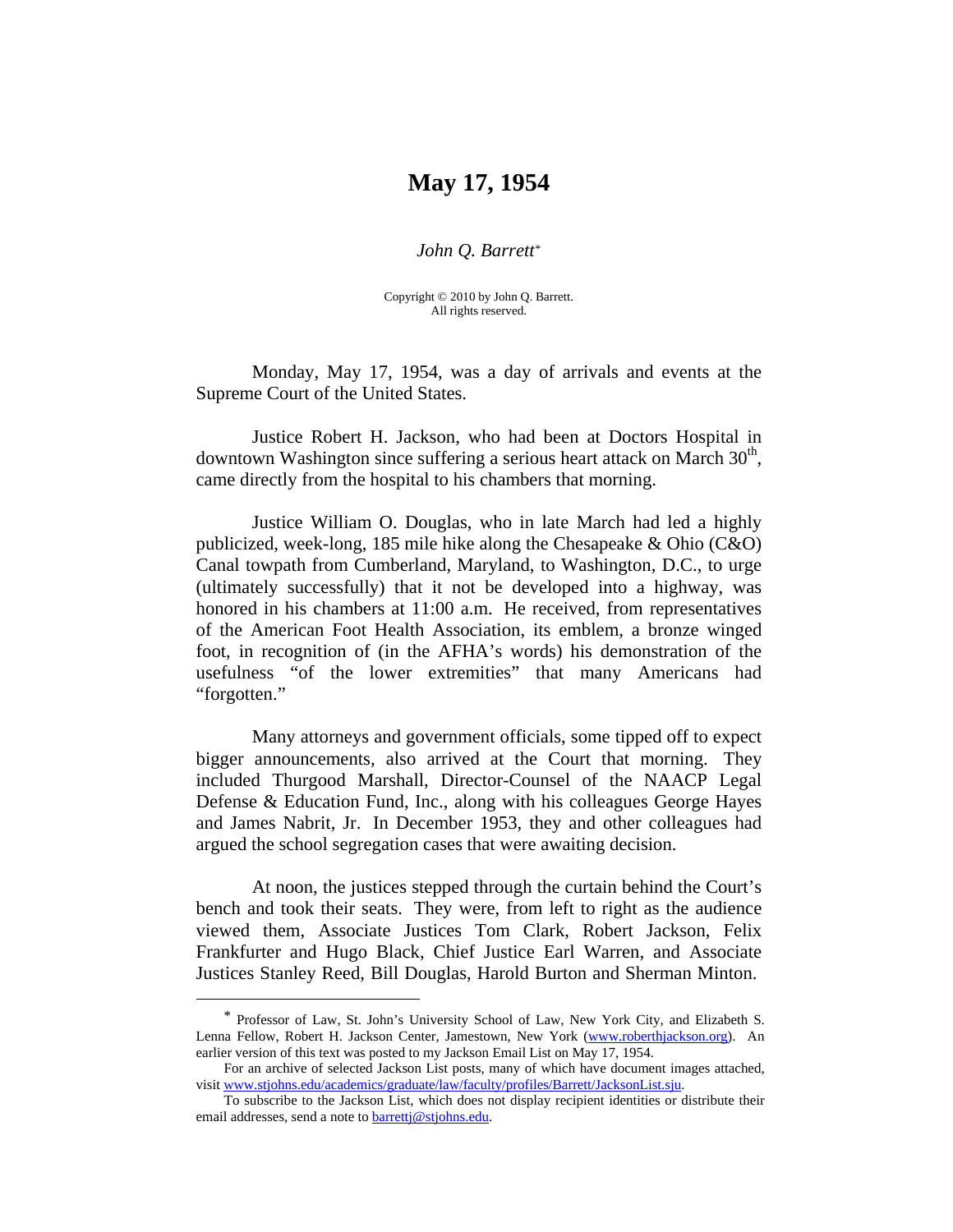# May 17, 1954

*John Q. Barrett*\*

Copyright © 2010 by John Q. Barrett.
All rights reserved.

Monday, May 17, 1954, was a day of arrivals and events at the Supreme Court of the United States.

Justice Robert H. Jackson, who had been at Doctors Hospital in downtown Washington since suffering a serious heart attack on March 30th, came directly from the hospital to his chambers that morning.

Justice William O. Douglas, who in late March had led a highly publicized, week-long, 185 mile hike along the Chesapeake & Ohio (C&O) Canal towpath from Cumberland, Maryland, to Washington, D.C., to urge (ultimately successfully) that it not be developed into a highway, was honored in his chambers at 11:00 a.m. He received, from representatives of the American Foot Health Association, its emblem, a bronze winged foot, in recognition of (in the AFHA's words) his demonstration of the usefulness "of the lower extremities" that many Americans had "forgotten."

Many attorneys and government officials, some tipped off to expect bigger announcements, also arrived at the Court that morning. They included Thurgood Marshall, Director-Counsel of the NAACP Legal Defense & Education Fund, Inc., along with his colleagues George Hayes and James Nabrit, Jr. In December 1953, they and other colleagues had argued the school segregation cases that were awaiting decision.

At noon, the justices stepped through the curtain behind the Court's bench and took their seats. They were, from left to right as the audience viewed them, Associate Justices Tom Clark, Robert Jackson, Felix Frankfurter and Hugo Black, Chief Justice Earl Warren, and Associate Justices Stanley Reed, Bill Douglas, Harold Burton and Sherman Minton.

---

\* Professor of Law, St. John's University School of Law, New York City, and Elizabeth S. Lenna Fellow, Robert H. Jackson Center, Jamestown, New York (www.roberthjackson.org). An earlier version of this text was posted to my Jackson Email List on May 17, 1954.

For an archive of selected Jackson List posts, many of which have document images attached, visit www.stjohns.edu/academics/graduate/law/faculty/profiles/Barrett/JacksonList.sju.

To subscribe to the Jackson List, which does not display recipient identities or distribute their email addresses, send a note to barrettj@stjohns.edu.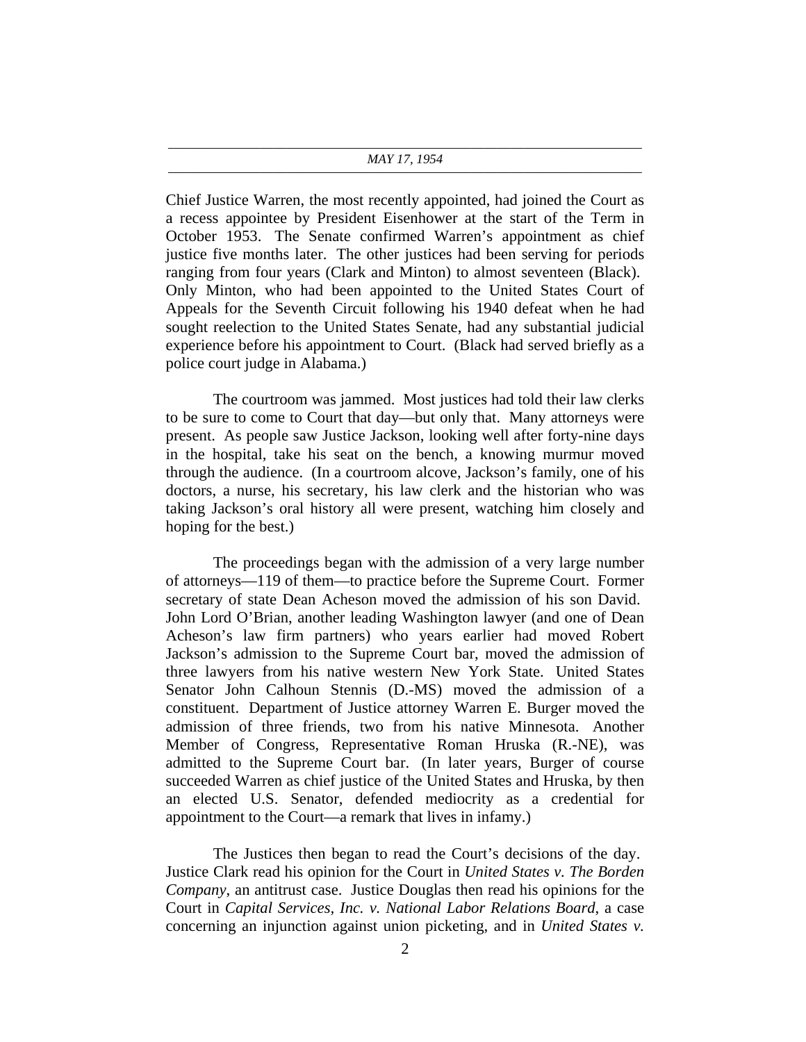Chief Justice Warren, the most recently appointed, had joined the Court as a recess appointee by President Eisenhower at the start of the Term in October 1953. The Senate confirmed Warren's appointment as chief justice five months later. The other justices had been serving for periods ranging from four years (Clark and Minton) to almost seventeen (Black). Only Minton, who had been appointed to the United States Court of Appeals for the Seventh Circuit following his 1940 defeat when he had sought reelection to the United States Senate, had any substantial judicial experience before his appointment to Court. (Black had served briefly as a police court judge in Alabama.)

The courtroom was jammed. Most justices had told their law clerks to be sure to come to Court that day—but only that. Many attorneys were present. As people saw Justice Jackson, looking well after forty-nine days in the hospital, take his seat on the bench, a knowing murmur moved through the audience. (In a courtroom alcove, Jackson's family, one of his doctors, a nurse, his secretary, his law clerk and the historian who was taking Jackson's oral history all were present, watching him closely and hoping for the best.)

The proceedings began with the admission of a very large number of attorneys—119 of them—to practice before the Supreme Court. Former secretary of state Dean Acheson moved the admission of his son David. John Lord O'Brian, another leading Washington lawyer (and one of Dean Acheson's law firm partners) who years earlier had moved Robert Jackson's admission to the Supreme Court bar, moved the admission of three lawyers from his native western New York State. United States Senator John Calhoun Stennis (D.-MS) moved the admission of a constituent. Department of Justice attorney Warren E. Burger moved the admission of three friends, two from his native Minnesota. Another Member of Congress, Representative Roman Hruska (R.-NE), was admitted to the Supreme Court bar. (In later years, Burger of course succeeded Warren as chief justice of the United States and Hruska, by then an elected U.S. Senator, defended mediocrity as a credential for appointment to the Court—a remark that lives in infamy.)

The Justices then began to read the Court's decisions of the day. Justice Clark read his opinion for the Court in *United States v. The Borden Company*, an antitrust case. Justice Douglas then read his opinions for the Court in *Capital Services, Inc. v. National Labor Relations Board*, a case concerning an injunction against union picketing, and in *United States v.*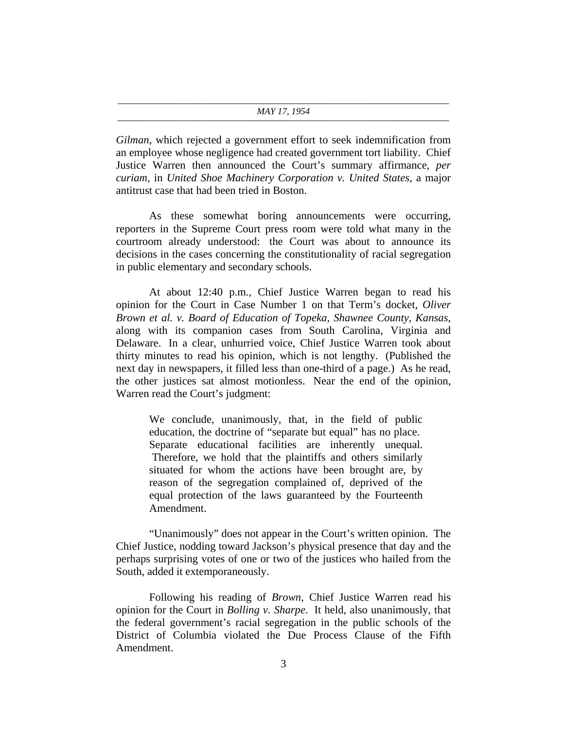*Gilman*, which rejected a government effort to seek indemnification from an employee whose negligence had created government tort liability. Chief Justice Warren then announced the Court's summary affirmance, *per curiam*, in *United Shoe Machinery Corporation v. United States*, a major antitrust case that had been tried in Boston.

As these somewhat boring announcements were occurring, reporters in the Supreme Court press room were told what many in the courtroom already understood: the Court was about to announce its decisions in the cases concerning the constitutionality of racial segregation in public elementary and secondary schools.

At about 12:40 p.m., Chief Justice Warren began to read his opinion for the Court in Case Number 1 on that Term's docket, *Oliver Brown et al. v. Board of Education of Topeka, Shawnee County, Kansas*, along with its companion cases from South Carolina, Virginia and Delaware. In a clear, unhurried voice, Chief Justice Warren took about thirty minutes to read his opinion, which is not lengthy. (Published the next day in newspapers, it filled less than one-third of a page.) As he read, the other justices sat almost motionless. Near the end of the opinion, Warren read the Court's judgment:

> We conclude, unanimously, that, in the field of public education, the doctrine of "separate but equal" has no place. Separate educational facilities are inherently unequal. Therefore, we hold that the plaintiffs and others similarly situated for whom the actions have been brought are, by reason of the segregation complained of, deprived of the equal protection of the laws guaranteed by the Fourteenth Amendment.

"Unanimously" does not appear in the Court's written opinion. The Chief Justice, nodding toward Jackson's physical presence that day and the perhaps surprising votes of one or two of the justices who hailed from the South, added it extemporaneously.

Following his reading of *Brown*, Chief Justice Warren read his opinion for the Court in *Bolling v. Sharpe*. It held, also unanimously, that the federal government's racial segregation in the public schools of the District of Columbia violated the Due Process Clause of the Fifth Amendment.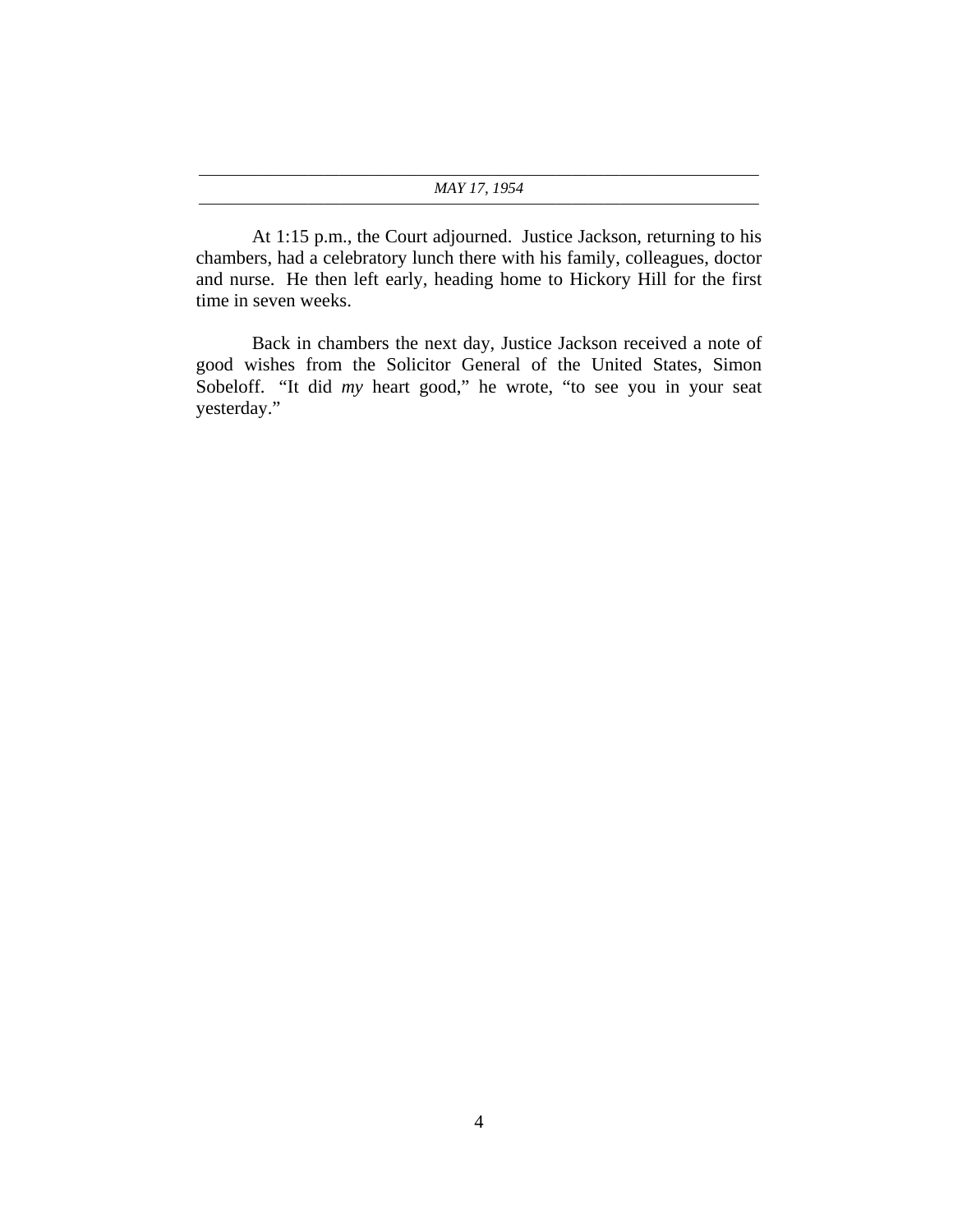At 1:15 p.m., the Court adjourned. Justice Jackson, returning to his chambers, had a celebratory lunch there with his family, colleagues, doctor and nurse. He then left early, heading home to Hickory Hill for the first time in seven weeks.

Back in chambers the next day, Justice Jackson received a note of good wishes from the Solicitor General of the United States, Simon Sobeloff. "It did *my* heart good," he wrote, "to see you in your seat yesterday."